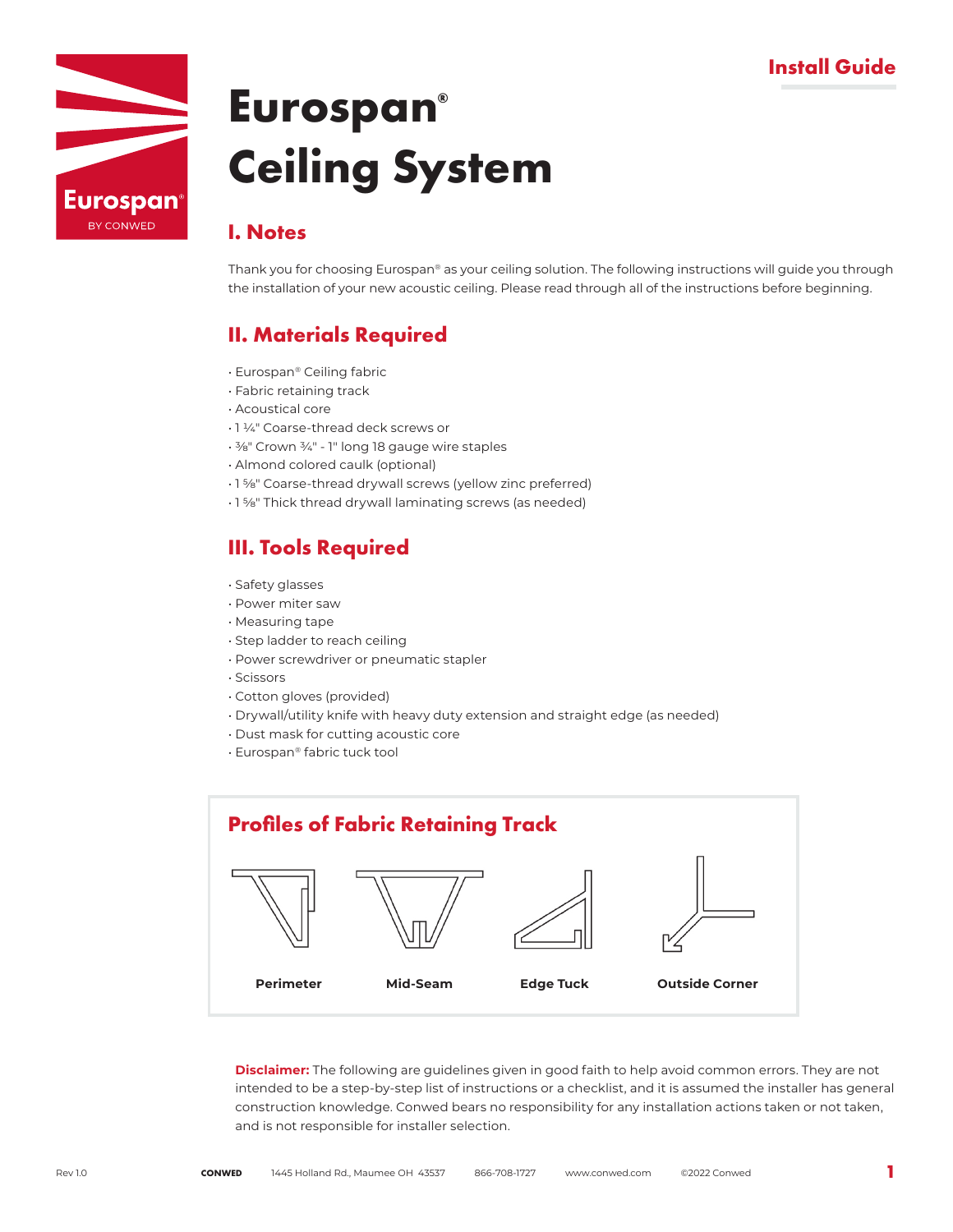Install Guide

# Eurospan® Ceiling System

## I. Notes

Thank you for choosing Eurospan® as your ceiling solution. The following instructions will guide you through the installation of your new acoustic ceiling. Please read through all of the instructions before beginning.

## II. Materials Required

- Eurospan® Ceiling fabric
- Fabric retaining track
- Acoustical core
- 1 ¼" Coarse-thread deck screws or
- ⅜" Crown ¾" - 1" long 18 gauge wire staples
- Almond colored caulk (optional)
- 1 ⅝" Coarse-thread drywall screws (yellow zinc preferred)
- 1 ⅝" Thick thread drywall laminating screws (as needed)

## III. Tools Required

- Safety glasses
- Power miter saw
- Measuring tape
- Step ladder to reach ceiling
- Power screwdriver or pneumatic stapler
- Scissors
- Cotton gloves (provided)
- Drywall/utility knife with heavy duty extension and straight edge (as needed)
- Dust mask for cutting acoustic core
- Eurospan® fabric tuck tool

### Profiles of Fabric Retaining Track

Perimeter | Mid-Seam | Edge Tuck | Outside Corner

**Disclaimer:** The following are guidelines given in good faith to help avoid common errors. They are not intended to be a step-by-step list of instructions or a checklist, and it is assumed the installer has general construction knowledge. Conwed bears no responsibility for any installation actions taken or not taken, and is not responsible for installer selection.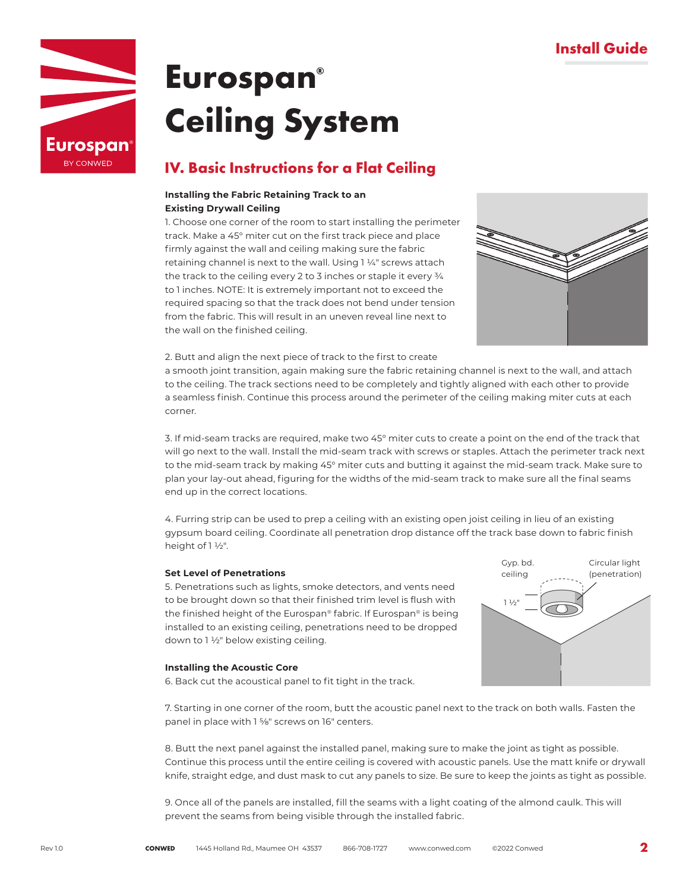# Eurospan® Ceiling System

## IV. Basic Instructions for a Flat Ceiling

### Installing the Fabric Retaining Track to an Existing Drywall Ceiling

1. Choose one corner of the room to start installing the perimeter track. Make a 45° miter cut on the first track piece and place firmly against the wall and ceiling making sure the fabric retaining channel is next to the wall. Using 1 ¼" screws attach the track to the ceiling every 2 to 3 inches or staple it every ¾ to 1 inches. NOTE: It is extremely important not to exceed the required spacing so that the track does not bend under tension from the fabric. This will result in an uneven reveal line next to the wall on the finished ceiling.

2. Butt and align the next piece of track to the first to create a smooth joint transition, again making sure the fabric retaining channel is next to the wall, and attach to the ceiling. The track sections need to be completely and tightly aligned with each other to provide a seamless finish. Continue this process around the perimeter of the ceiling making miter cuts at each corner.

3. If mid-seam tracks are required, make two 45° miter cuts to create a point on the end of the track that will go next to the wall. Install the mid-seam track with screws or staples. Attach the perimeter track next to the mid-seam track by making 45° miter cuts and butting it against the mid-seam track. Make sure to plan your lay-out ahead, figuring for the widths of the mid-seam track to make sure all the final seams end up in the correct locations.

4. Furring strip can be used to prep a ceiling with an existing open joist ceiling in lieu of an existing gypsum board ceiling. Coordinate all penetration drop distance off the track base down to fabric finish height of 1 ½".

### Set Level of Penetrations

5. Penetrations such as lights, smoke detectors, and vents need to be brought down so that their finished trim level is flush with the finished height of the Eurospan® fabric. If Eurospan® is being installed to an existing ceiling, penetrations need to be dropped down to 1 ½" below existing ceiling.

Gyp. bd. ceiling

Circular light (penetration)

1 ½"

### Installing the Acoustic Core

6. Back cut the acoustical panel to fit tight in the track.

7. Starting in one corner of the room, butt the acoustic panel next to the track on both walls. Fasten the panel in place with 1 ⅝" screws on 16" centers.

8. Butt the next panel against the installed panel, making sure to make the joint as tight as possible. Continue this process until the entire ceiling is covered with acoustic panels. Use the matt knife or drywall knife, straight edge, and dust mask to cut any panels to size. Be sure to keep the joints as tight as possible.

9. Once all of the panels are installed, fill the seams with a light coating of the almond caulk. This will prevent the seams from being visible through the installed fabric.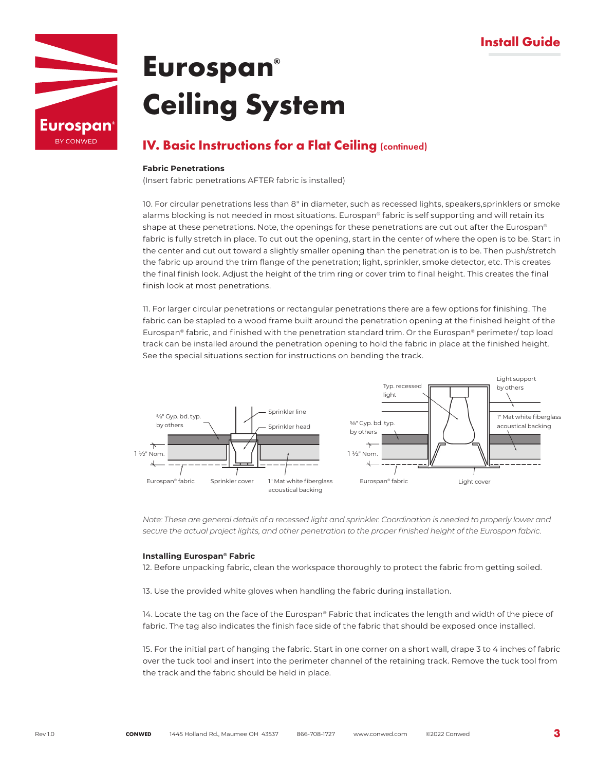# Eurospan® Ceiling System

## IV. Basic Instructions for a Flat Ceiling (continued)

**Fabric Penetrations**

(Insert fabric penetrations AFTER fabric is installed)

10. For circular penetrations less than 8" in diameter, such as recessed lights, speakers,sprinklers or smoke alarms blocking is not needed in most situations. Eurospan® fabric is self supporting and will retain its shape at these penetrations. Note, the openings for these penetrations are cut out after the Eurospan® fabric is fully stretch in place. To cut out the opening, start in the center of where the open is to be. Start in the center and cut out toward a slightly smaller opening than the penetration is to be. Then push/stretch the fabric up around the trim flange of the penetration; light, sprinkler, smoke detector, etc. This creates the final finish look. Adjust the height of the trim ring or cover trim to final height. This creates the final finish look at most penetrations.

11. For larger circular penetrations or rectangular penetrations there are a few options for finishing. The fabric can be stapled to a wood frame built around the penetration opening at the finished height of the Eurospan® fabric, and finished with the penetration standard trim. Or the Eurospan® perimeter/ top load track can be installed around the penetration opening to hold the fabric in place at the finished height. See the special situations section for instructions on bending the track.

*Note: These are general details of a recessed light and sprinkler. Coordination is needed to properly lower and secure the actual project lights, and other penetration to the proper finished height of the Eurospan fabric.*

**Installing Eurospan® Fabric**

12. Before unpacking fabric, clean the workspace thoroughly to protect the fabric from getting soiled.

13. Use the provided white gloves when handling the fabric during installation.

14. Locate the tag on the face of the Eurospan® Fabric that indicates the length and width of the piece of fabric. The tag also indicates the finish face side of the fabric that should be exposed once installed.

15. For the initial part of hanging the fabric. Start in one corner on a short wall, drape 3 to 4 inches of fabric over the tuck tool and insert into the perimeter channel of the retaining track. Remove the tuck tool from the track and the fabric should be held in place.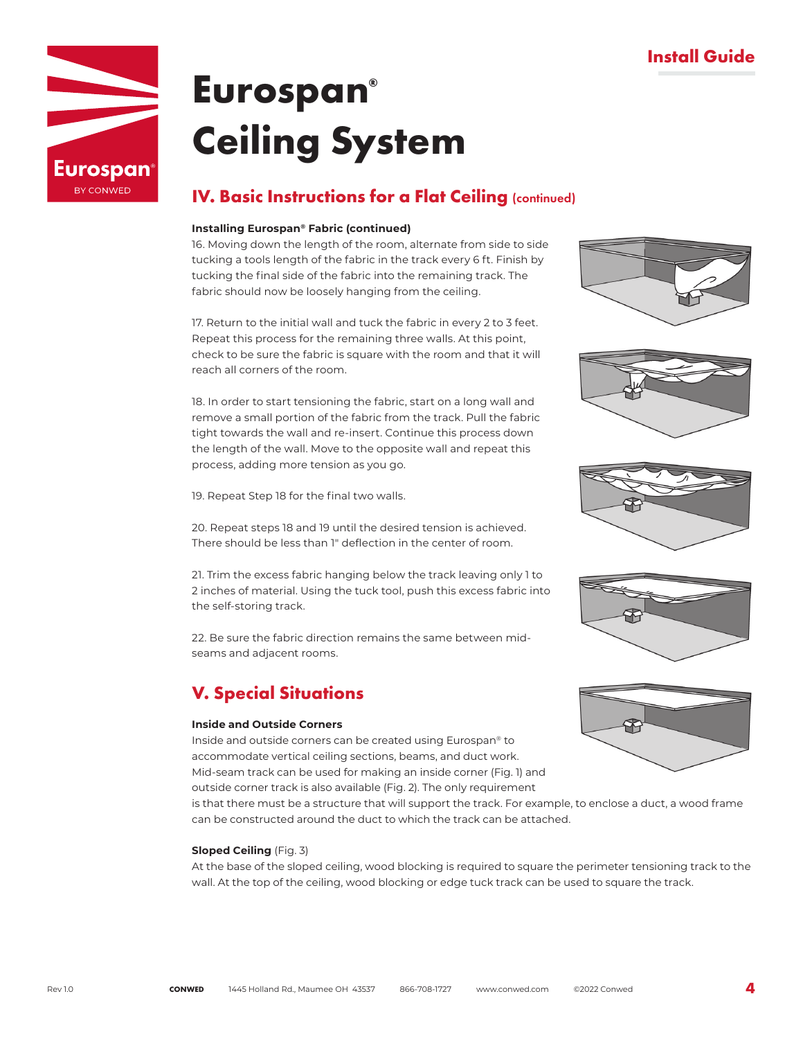# Eurospan® Ceiling System

## IV. Basic Instructions for a Flat Ceiling (continued)

**Installing Eurospan® Fabric (continued)**

16. Moving down the length of the room, alternate from side to side tucking a tools length of the fabric in the track every 6 ft. Finish by tucking the final side of the fabric into the remaining track. The fabric should now be loosely hanging from the ceiling.

17. Return to the initial wall and tuck the fabric in every 2 to 3 feet. Repeat this process for the remaining three walls. At this point, check to be sure the fabric is square with the room and that it will reach all corners of the room.

18. In order to start tensioning the fabric, start on a long wall and remove a small portion of the fabric from the track. Pull the fabric tight towards the wall and re-insert. Continue this process down the length of the wall. Move to the opposite wall and repeat this process, adding more tension as you go.

19. Repeat Step 18 for the final two walls.

20. Repeat steps 18 and 19 until the desired tension is achieved. There should be less than 1" deflection in the center of room.

21. Trim the excess fabric hanging below the track leaving only 1 to 2 inches of material. Using the tuck tool, push this excess fabric into the self-storing track.

22. Be sure the fabric direction remains the same between mid-seams and adjacent rooms.

## V. Special Situations

**Inside and Outside Corners**

Inside and outside corners can be created using Eurospan® to accommodate vertical ceiling sections, beams, and duct work. Mid-seam track can be used for making an inside corner (Fig. 1) and outside corner track is also available (Fig. 2). The only requirement is that there must be a structure that will support the track. For example, to enclose a duct, a wood frame can be constructed around the duct to which the track can be attached.

**Sloped Ceiling** (Fig. 3)

At the base of the sloped ceiling, wood blocking is required to square the perimeter tensioning track to the wall. At the top of the ceiling, wood blocking or edge tuck track can be used to square the track.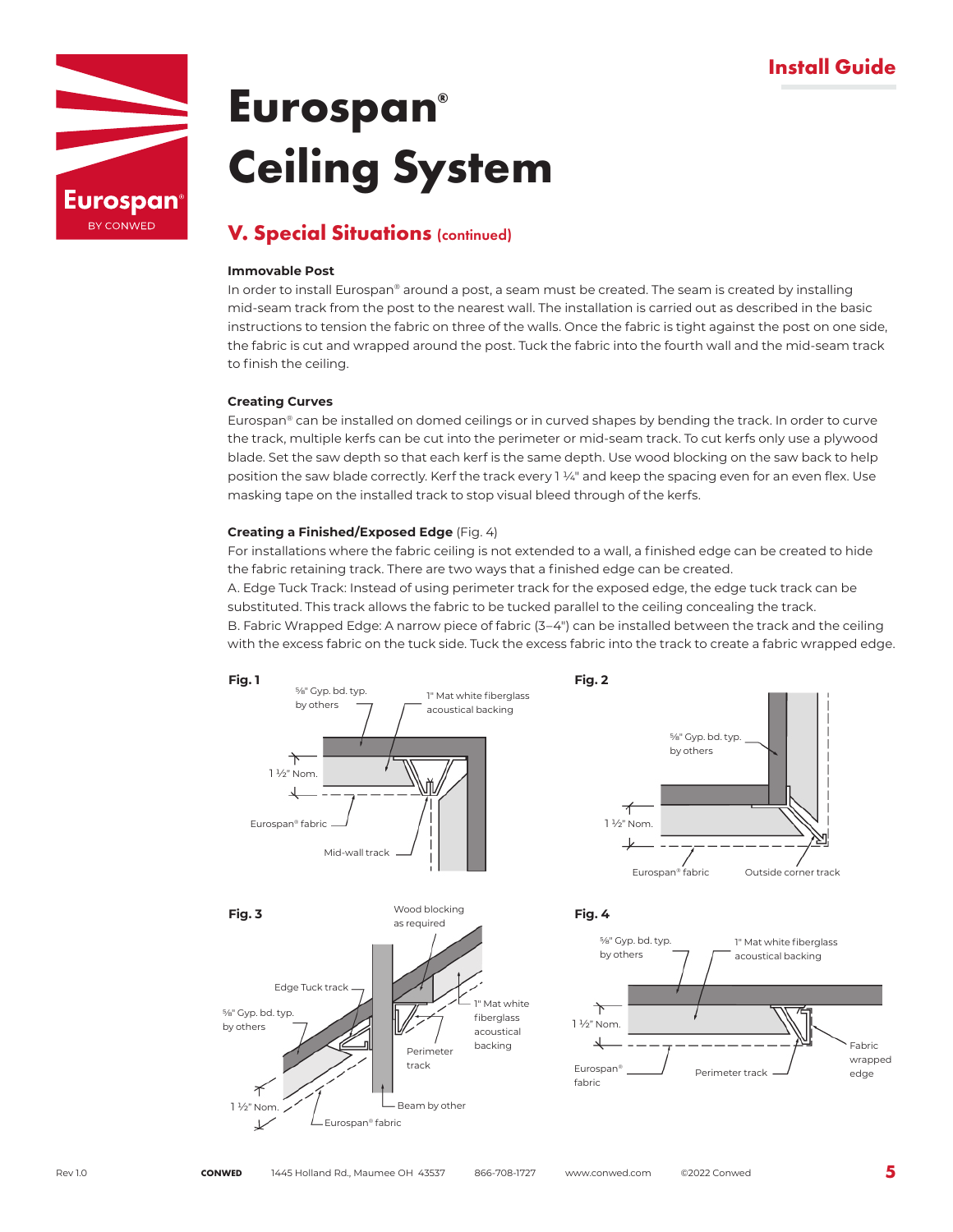# Eurospan® Ceiling System

## V. Special Situations (continued)

**Immovable Post**

In order to install Eurospan® around a post, a seam must be created. The seam is created by installing mid-seam track from the post to the nearest wall. The installation is carried out as described in the basic instructions to tension the fabric on three of the walls. Once the fabric is tight against the post on one side, the fabric is cut and wrapped around the post. Tuck the fabric into the fourth wall and the mid-seam track to finish the ceiling.

**Creating Curves**

Eurospan® can be installed on domed ceilings or in curved shapes by bending the track. In order to curve the track, multiple kerfs can be cut into the perimeter or mid-seam track. To cut kerfs only use a plywood blade. Set the saw depth so that each kerf is the same depth. Use wood blocking on the saw back to help position the saw blade correctly. Kerf the track every 1 ¼" and keep the spacing even for an even flex. Use masking tape on the installed track to stop visual bleed through of the kerfs.

**Creating a Finished/Exposed Edge** (Fig. 4)

For installations where the fabric ceiling is not extended to a wall, a finished edge can be created to hide the fabric retaining track. There are two ways that a finished edge can be created.

A. Edge Tuck Track: Instead of using perimeter track for the exposed edge, the edge tuck track can be substituted. This track allows the fabric to be tucked parallel to the ceiling concealing the track.

B. Fabric Wrapped Edge: A narrow piece of fabric (3–4") can be installed between the track and the ceiling with the excess fabric on the tuck side. Tuck the excess fabric into the track to create a fabric wrapped edge.

**Fig. 1**

⅝" Gyp. bd. typ. by others

1" Mat white fiberglass acoustical backing

1 ½" Nom.

Eurospan® fabric

Mid-wall track

**Fig. 2**

⅝" Gyp. bd. typ. by others

1 ½" Nom.

Eurospan® fabric

Outside corner track

**Fig. 3**

Wood blocking as required

Edge Tuck track

⅝" Gyp. bd. typ. by others

1" Mat white fiberglass acoustical backing

Perimeter track

1 ½" Nom.

Beam by other

Eurospan® fabric

**Fig. 4**

⅝" Gyp. bd. typ. by others

1" Mat white fiberglass acoustical backing

1 ½" Nom.

Fabric wrapped edge

Eurospan® fabric

Perimeter track

Rev 1.0 CONWED 1445 Holland Rd., Maumee OH 43537 866-708-1727 www.conwed.com ©2022 Conwed